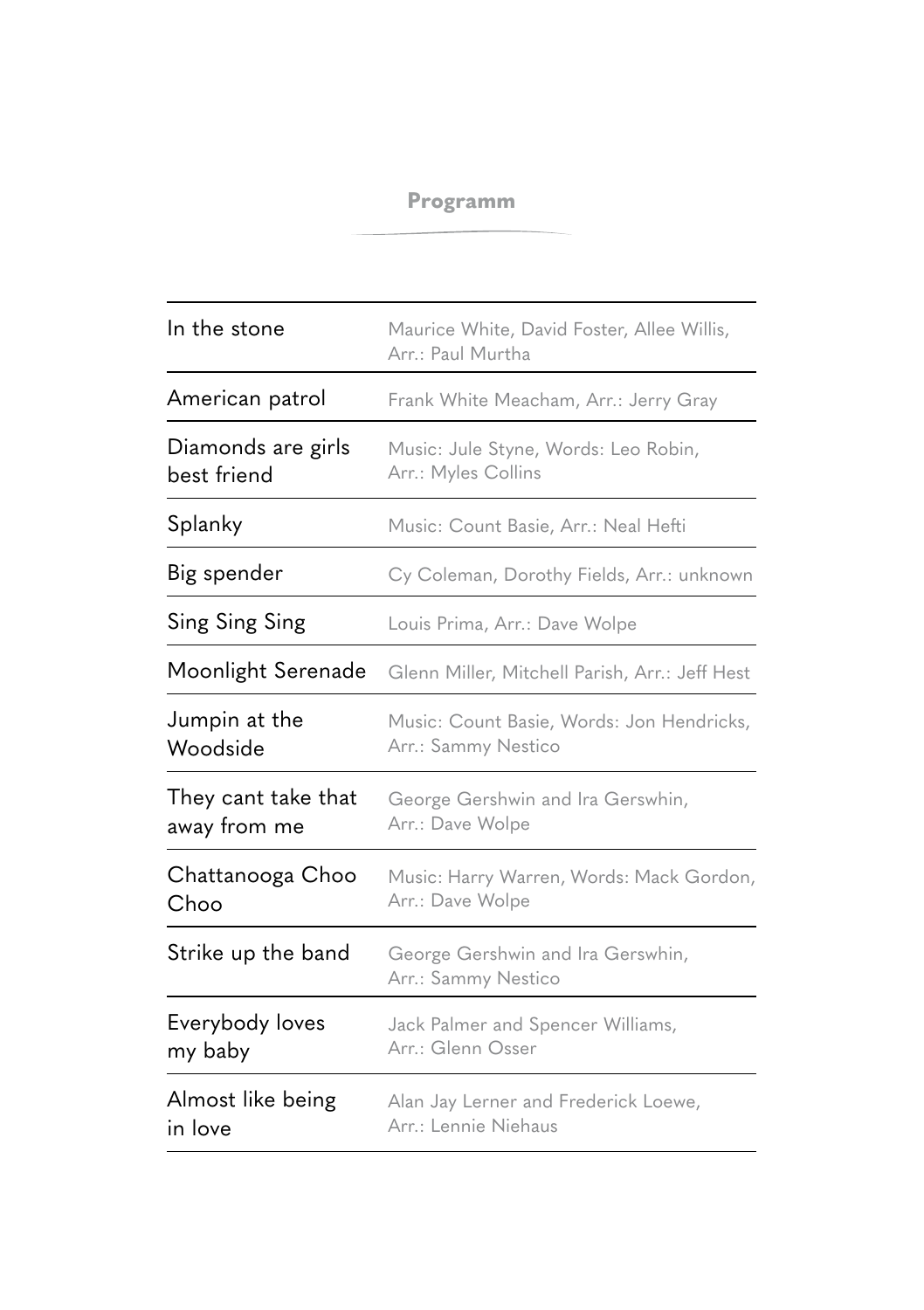# Programm

| | |
|---|---|
| In the stone | Maurice White, David Foster, Allee Willis, Arr.: Paul Murtha |
| American patrol | Frank White Meacham, Arr.: Jerry Gray |
| Diamonds are girls best friend | Music: Jule Styne, Words: Leo Robin, Arr.: Myles Collins |
| Splanky | Music: Count Basie, Arr.: Neal Hefti |
| Big spender | Cy Coleman, Dorothy Fields, Arr.: unknown |
| Sing Sing Sing | Louis Prima, Arr.: Dave Wolpe |
| Moonlight Serenade | Glenn Miller, Mitchell Parish, Arr.: Jeff Hest |
| Jumpin at the Woodside | Music: Count Basie, Words: Jon Hendricks, Arr.: Sammy Nestico |
| They cant take that away from me | George Gershwin and Ira Gerswhin, Arr.: Dave Wolpe |
| Chattanooga Choo Choo | Music: Harry Warren, Words: Mack Gordon, Arr.: Dave Wolpe |
| Strike up the band | George Gershwin and Ira Gerswhin, Arr.: Sammy Nestico |
| Everybody loves my baby | Jack Palmer and Spencer Williams, Arr.: Glenn Osser |
| Almost like being in love | Alan Jay Lerner and Frederick Loewe, Arr.: Lennie Niehaus |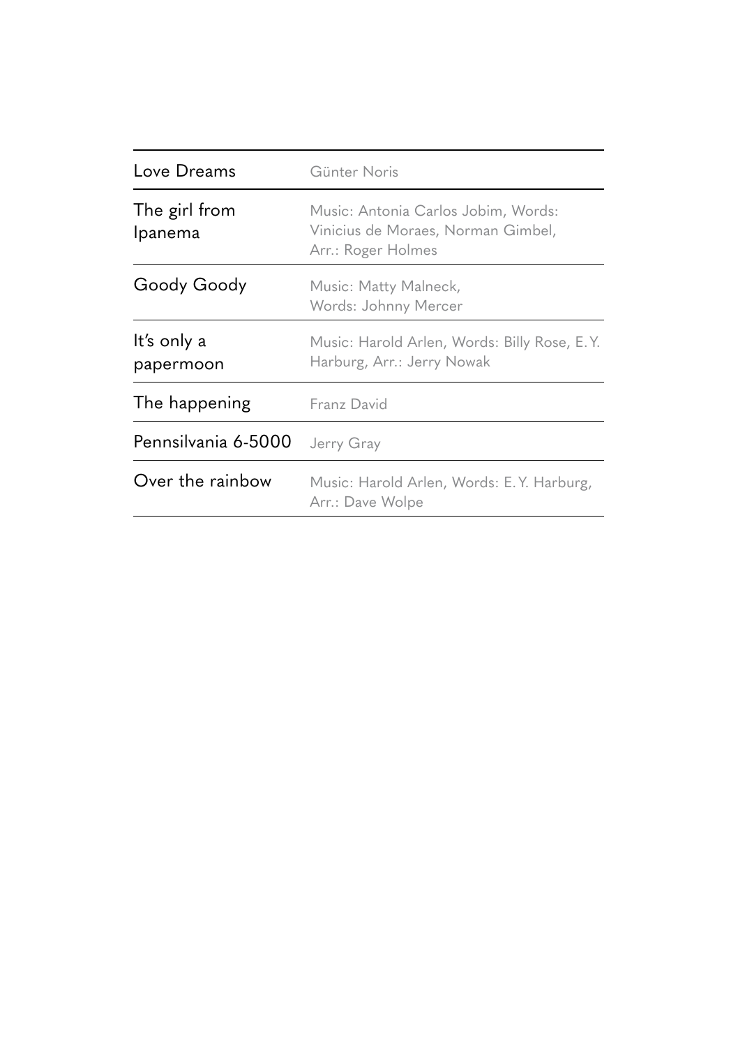| | |
|---|---|
| Love Dreams | Günter Noris |
| The girl from Ipanema | Music: Antonia Carlos Jobim, Words: Vinicius de Moraes, Norman Gimbel, Arr.: Roger Holmes |
| Goody Goody | Music: Matty Malneck, Words: Johnny Mercer |
| It's only a papermoon | Music: Harold Arlen, Words: Billy Rose, E. Y. Harburg, Arr.: Jerry Nowak |
| The happening | Franz David |
| Pennsilvania 6-5000 | Jerry Gray |
| Over the rainbow | Music: Harold Arlen, Words: E. Y. Harburg, Arr.: Dave Wolpe |